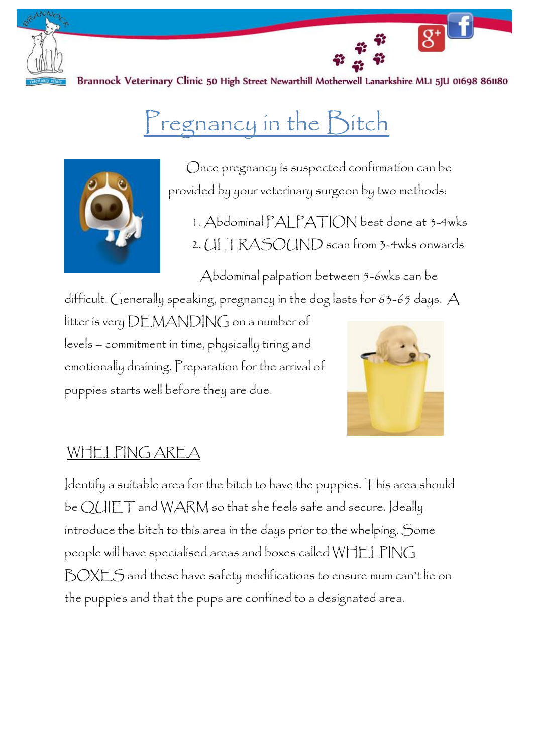# Pregnancy in the Bitch

Once pregnancy is suspected confirmation can be provided by your veterinary surgeon by two methods:

1. Abdominal PALPATION best done at 3-4wks
2. ULTRASOUND scan from 3-4wks onwards

Abdominal palpation between 5-6wks can be difficult. Generally speaking, pregnancy in the dog lasts for 63-65 days. A litter is very DEMANDING on a number of levels – commitment in time, physically tiring and emotionally draining. Preparation for the arrival of puppies starts well before they are due.

## WHELPING AREA

Identify a suitable area for the bitch to have the puppies. This area should be QUIET and WARM so that she feels safe and secure. Ideally introduce the bitch to this area in the days prior to the whelping. Some people will have specialised areas and boxes called WHELPING BOXES and these have safety modifications to ensure mum can't lie on the puppies and that the pups are confined to a designated area.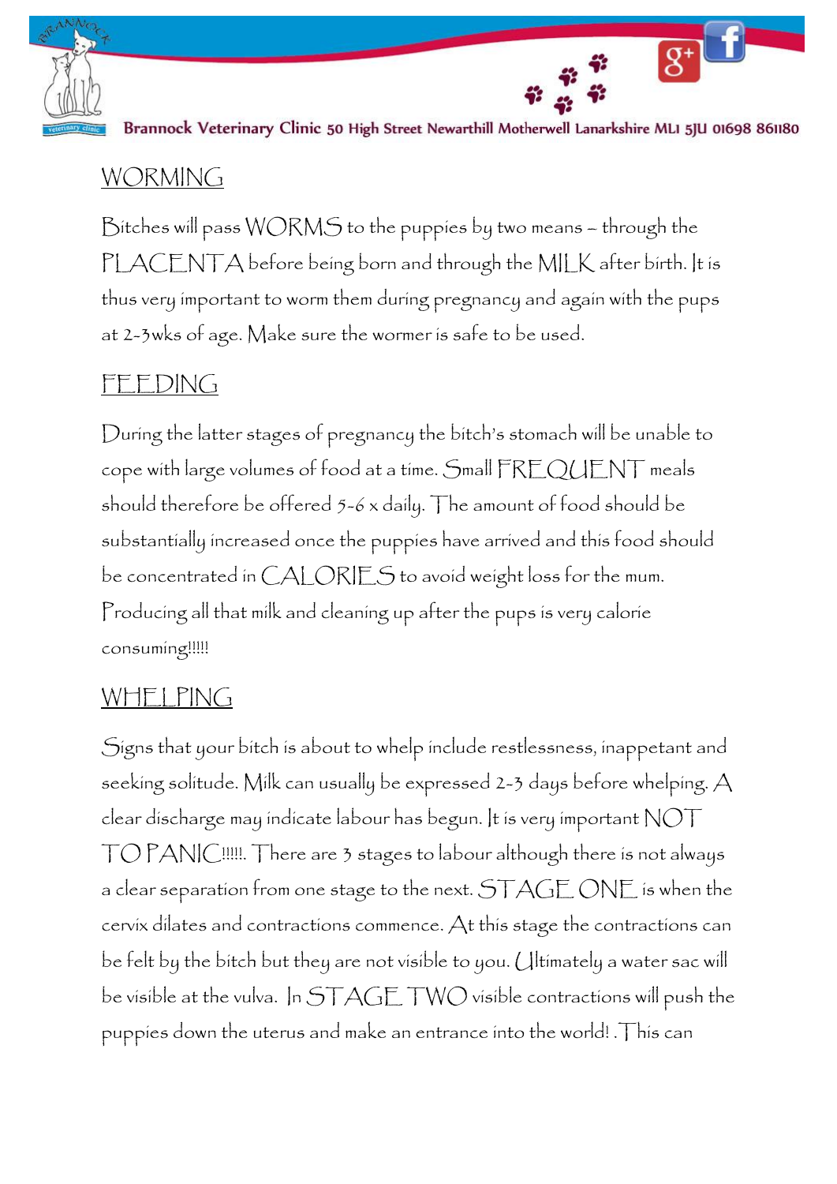## WORMING

Bitches will pass WORMS to the puppies by two means – through the PLACENTA before being born and through the MILK after birth. It is thus very important to worm them during pregnancy and again with the pups at 2-3wks of age. Make sure the wormer is safe to be used.

## FEEDING

During the latter stages of pregnancy the bitch's stomach will be unable to cope with large volumes of food at a time. Small FREQUENT meals should therefore be offered 5-6 x daily. The amount of food should be substantially increased once the puppies have arrived and this food should be concentrated in CALORIES to avoid weight loss for the mum. Producing all that milk and cleaning up after the pups is very calorie consuming!!!!!

## WHELPING

Signs that your bitch is about to whelp include restlessness, inappetant and seeking solitude. Milk can usually be expressed 2-3 days before whelping. A clear discharge may indicate labour has begun. It is very important NOT TO PANIC!!!!!. There are 3 stages to labour although there is not always a clear separation from one stage to the next. STAGE ONE is when the cervix dilates and contractions commence. At this stage the contractions can be felt by the bitch but they are not visible to you. Ultimately a water sac will be visible at the vulva. In STAGE TWO visible contractions will push the puppies down the uterus and make an entrance into the world! . This can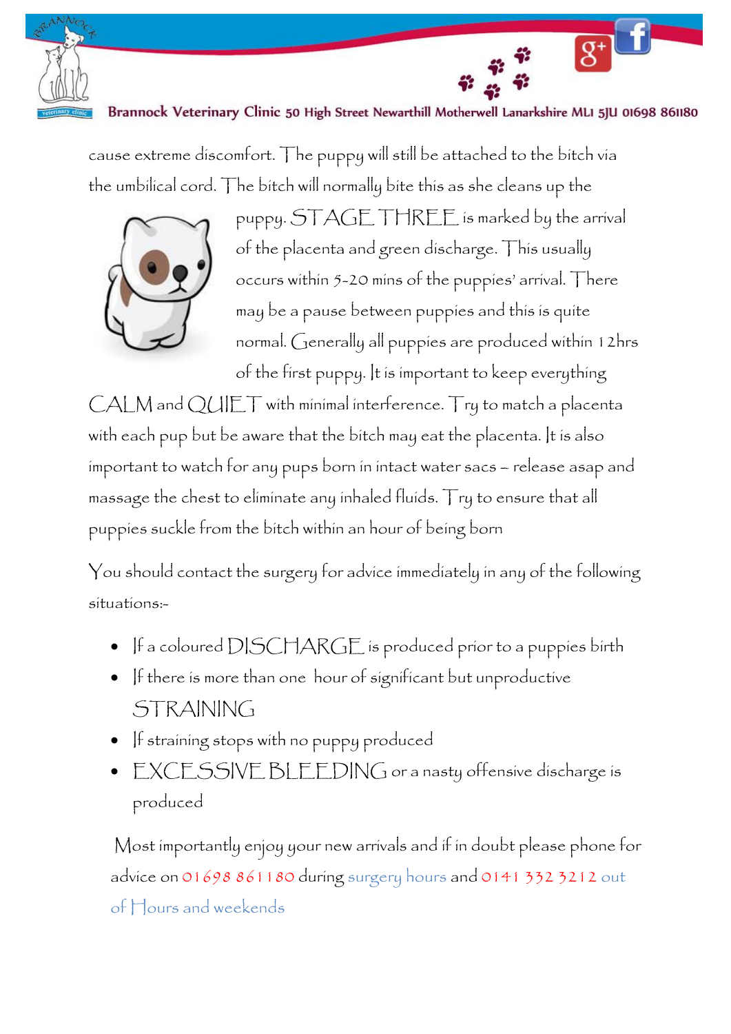cause extreme discomfort. The puppy will still be attached to the bitch via the umbilical cord. The bitch will normally bite this as she cleans up the puppy. STAGE THREE is marked by the arrival of the placenta and green discharge. This usually occurs within 5-20 mins of the puppies' arrival. There may be a pause between puppies and this is quite normal. Generally all puppies are produced within 12hrs of the first puppy. It is important to keep everything CALM and QUIET with minimal interference. Try to match a placenta with each pup but be aware that the bitch may eat the placenta. It is also important to watch for any pups born in intact water sacs – release asap and massage the chest to eliminate any inhaled fluids. Try to ensure that all puppies suckle from the bitch within an hour of being born

You should contact the surgery for advice immediately in any of the following situations:-

- If a coloured DISCHARGE is produced prior to a puppies birth
- If there is more than one hour of significant but unproductive STRAINING
- If straining stops with no puppy produced
- EXCESSIVE BLEEDING or a nasty offensive discharge is produced

Most importantly enjoy your new arrivals and if in doubt please phone for advice on 01698 861180 during surgery hours and 0141 332 3212 out of Hours and weekends